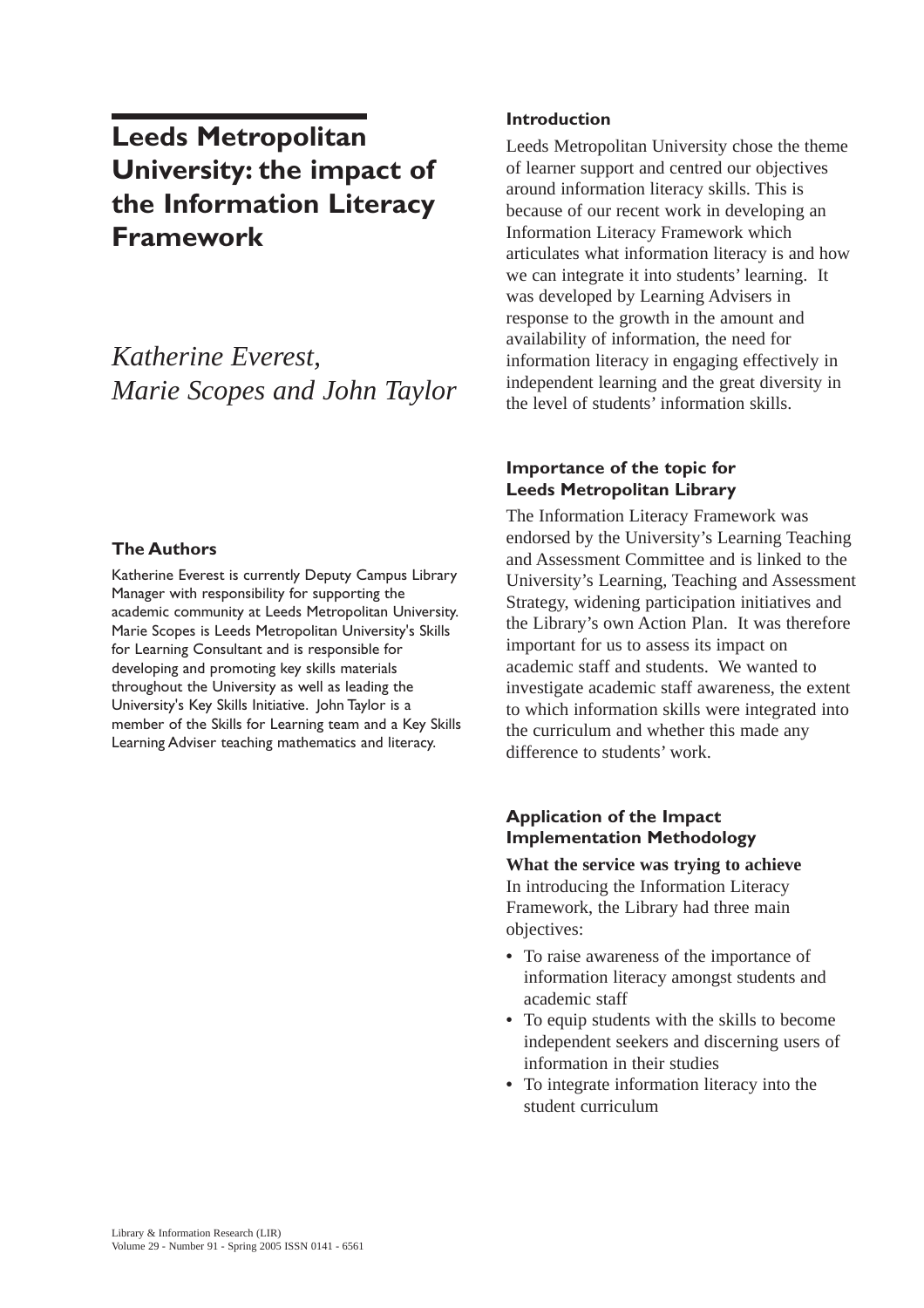# Leeds Metropolitan University: the impact of the Information Literacy Framework

*Katherine Everest, Marie Scopes and John Taylor*

### The Authors

Katherine Everest is currently Deputy Campus Library Manager with responsibility for supporting the academic community at Leeds Metropolitan University. Marie Scopes is Leeds Metropolitan University's Skills for Learning Consultant and is responsible for developing and promoting key skills materials throughout the University as well as leading the University's Key Skills Initiative. John Taylor is a member of the Skills for Learning team and a Key Skills Learning Adviser teaching mathematics and literacy.

## Introduction

Leeds Metropolitan University chose the theme of learner support and centred our objectives around information literacy skills. This is because of our recent work in developing an Information Literacy Framework which articulates what information literacy is and how we can integrate it into students' learning. It was developed by Learning Advisers in response to the growth in the amount and availability of information, the need for information literacy in engaging effectively in independent learning and the great diversity in the level of students' information skills.

## Importance of the topic for Leeds Metropolitan Library

The Information Literacy Framework was endorsed by the University's Learning Teaching and Assessment Committee and is linked to the University's Learning, Teaching and Assessment Strategy, widening participation initiatives and the Library's own Action Plan. It was therefore important for us to assess its impact on academic staff and students. We wanted to investigate academic staff awareness, the extent to which information skills were integrated into the curriculum and whether this made any difference to students' work.

## Application of the Impact Implementation Methodology

**What the service was trying to achieve**

In introducing the Information Literacy Framework, the Library had three main objectives:

- To raise awareness of the importance of information literacy amongst students and academic staff
- To equip students with the skills to become independent seekers and discerning users of information in their studies
- To integrate information literacy into the student curriculum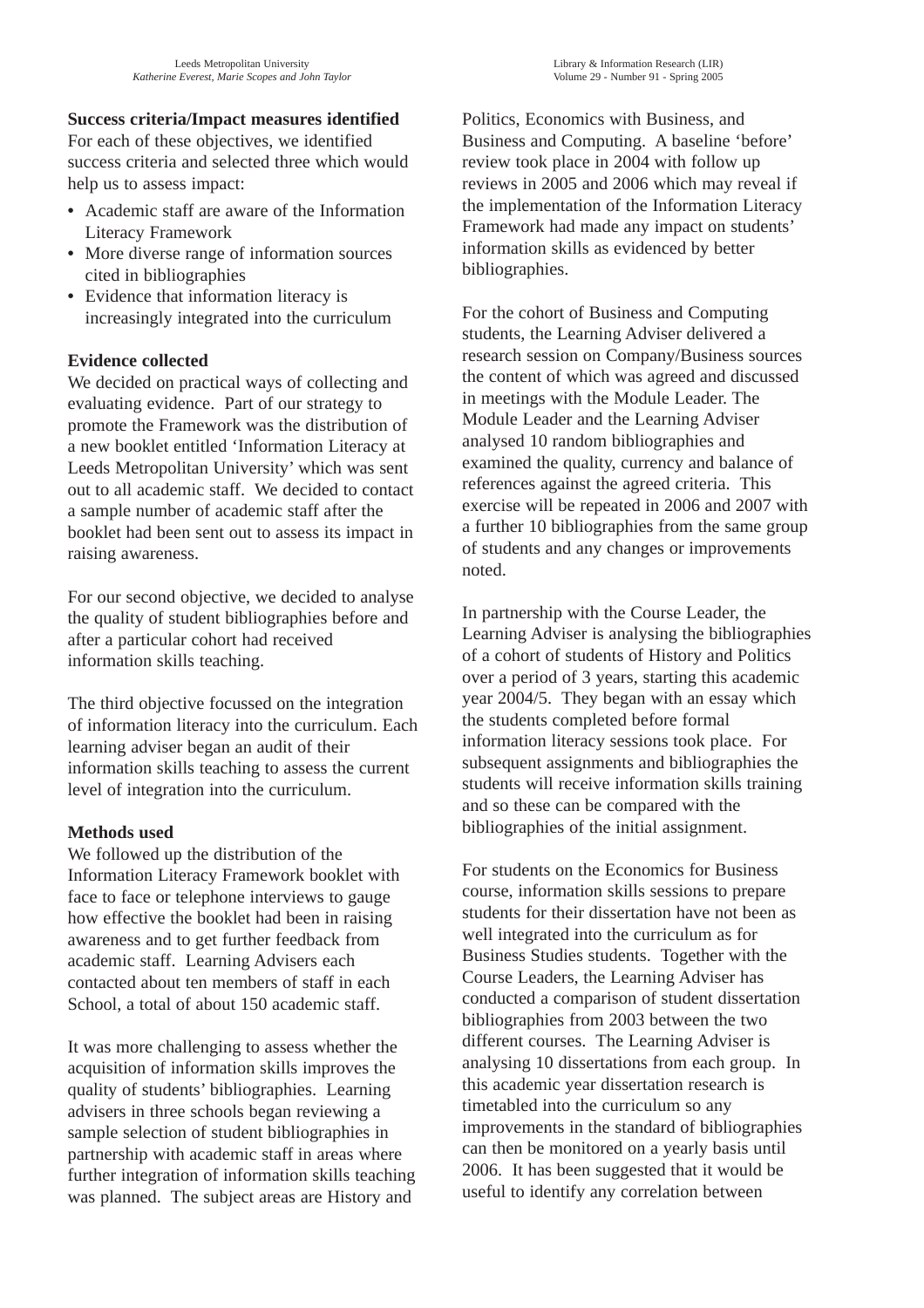**Success criteria/Impact measures identified**

For each of these objectives, we identified success criteria and selected three which would help us to assess impact:

- Academic staff are aware of the Information Literacy Framework
- More diverse range of information sources cited in bibliographies
- Evidence that information literacy is increasingly integrated into the curriculum

**Evidence collected**

We decided on practical ways of collecting and evaluating evidence. Part of our strategy to promote the Framework was the distribution of a new booklet entitled 'Information Literacy at Leeds Metropolitan University' which was sent out to all academic staff. We decided to contact a sample number of academic staff after the booklet had been sent out to assess its impact in raising awareness.

For our second objective, we decided to analyse the quality of student bibliographies before and after a particular cohort had received information skills teaching.

The third objective focussed on the integration of information literacy into the curriculum. Each learning adviser began an audit of their information skills teaching to assess the current level of integration into the curriculum.

**Methods used**

We followed up the distribution of the Information Literacy Framework booklet with face to face or telephone interviews to gauge how effective the booklet had been in raising awareness and to get further feedback from academic staff. Learning Advisers each contacted about ten members of staff in each School, a total of about 150 academic staff.

It was more challenging to assess whether the acquisition of information skills improves the quality of students' bibliographies. Learning advisers in three schools began reviewing a sample selection of student bibliographies in partnership with academic staff in areas where further integration of information skills teaching was planned. The subject areas are History and Politics, Economics with Business, and Business and Computing. A baseline 'before' review took place in 2004 with follow up reviews in 2005 and 2006 which may reveal if the implementation of the Information Literacy Framework had made any impact on students' information skills as evidenced by better bibliographies.

For the cohort of Business and Computing students, the Learning Adviser delivered a research session on Company/Business sources the content of which was agreed and discussed in meetings with the Module Leader. The Module Leader and the Learning Adviser analysed 10 random bibliographies and examined the quality, currency and balance of references against the agreed criteria. This exercise will be repeated in 2006 and 2007 with a further 10 bibliographies from the same group of students and any changes or improvements noted.

In partnership with the Course Leader, the Learning Adviser is analysing the bibliographies of a cohort of students of History and Politics over a period of 3 years, starting this academic year 2004/5. They began with an essay which the students completed before formal information literacy sessions took place. For subsequent assignments and bibliographies the students will receive information skills training and so these can be compared with the bibliographies of the initial assignment.

For students on the Economics for Business course, information skills sessions to prepare students for their dissertation have not been as well integrated into the curriculum as for Business Studies students. Together with the Course Leaders, the Learning Adviser has conducted a comparison of student dissertation bibliographies from 2003 between the two different courses. The Learning Adviser is analysing 10 dissertations from each group. In this academic year dissertation research is timetabled into the curriculum so any improvements in the standard of bibliographies can then be monitored on a yearly basis until 2006. It has been suggested that it would be useful to identify any correlation between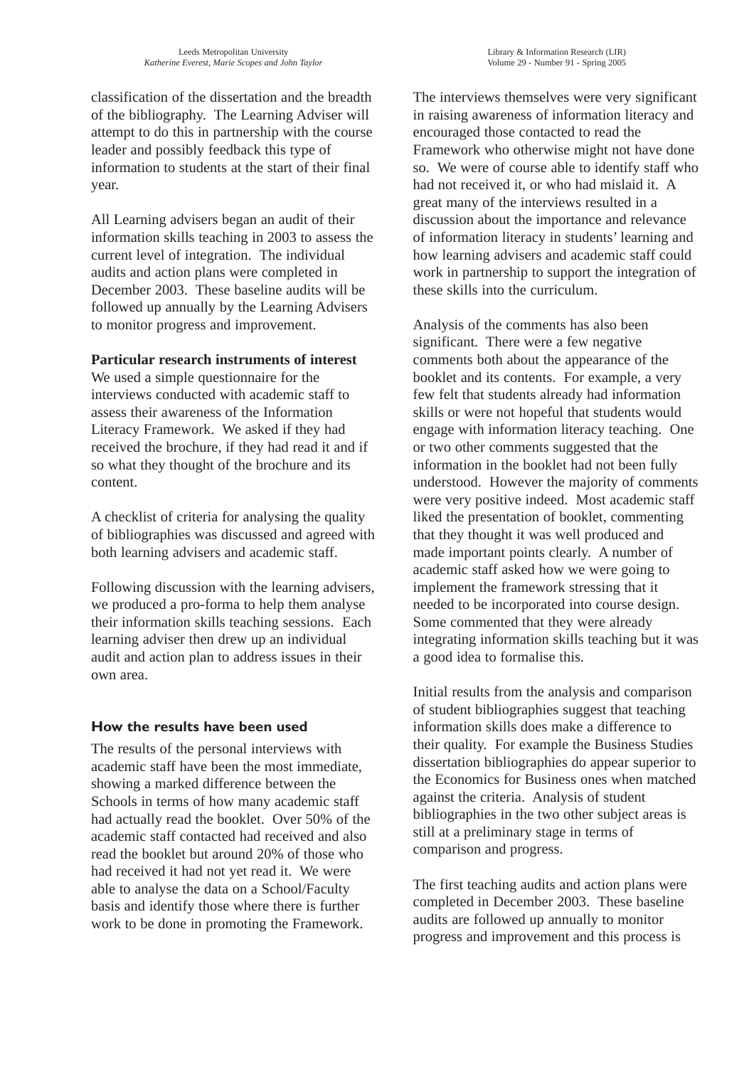classification of the dissertation and the breadth of the bibliography. The Learning Adviser will attempt to do this in partnership with the course leader and possibly feedback this type of information to students at the start of their final year.

All Learning advisers began an audit of their information skills teaching in 2003 to assess the current level of integration. The individual audits and action plans were completed in December 2003. These baseline audits will be followed up annually by the Learning Advisers to monitor progress and improvement.

**Particular research instruments of interest**
We used a simple questionnaire for the interviews conducted with academic staff to assess their awareness of the Information Literacy Framework. We asked if they had received the brochure, if they had read it and if so what they thought of the brochure and its content.

A checklist of criteria for analysing the quality of bibliographies was discussed and agreed with both learning advisers and academic staff.

Following discussion with the learning advisers, we produced a pro-forma to help them analyse their information skills teaching sessions. Each learning adviser then drew up an individual audit and action plan to address issues in their own area.

## How the results have been used

The results of the personal interviews with academic staff have been the most immediate, showing a marked difference between the Schools in terms of how many academic staff had actually read the booklet. Over 50% of the academic staff contacted had received and also read the booklet but around 20% of those who had received it had not yet read it. We were able to analyse the data on a School/Faculty basis and identify those where there is further work to be done in promoting the Framework.

The interviews themselves were very significant in raising awareness of information literacy and encouraged those contacted to read the Framework who otherwise might not have done so. We were of course able to identify staff who had not received it, or who had mislaid it. A great many of the interviews resulted in a discussion about the importance and relevance of information literacy in students' learning and how learning advisers and academic staff could work in partnership to support the integration of these skills into the curriculum.

Analysis of the comments has also been significant. There were a few negative comments both about the appearance of the booklet and its contents. For example, a very few felt that students already had information skills or were not hopeful that students would engage with information literacy teaching. One or two other comments suggested that the information in the booklet had not been fully understood. However the majority of comments were very positive indeed. Most academic staff liked the presentation of booklet, commenting that they thought it was well produced and made important points clearly. A number of academic staff asked how we were going to implement the framework stressing that it needed to be incorporated into course design. Some commented that they were already integrating information skills teaching but it was a good idea to formalise this.

Initial results from the analysis and comparison of student bibliographies suggest that teaching information skills does make a difference to their quality. For example the Business Studies dissertation bibliographies do appear superior to the Economics for Business ones when matched against the criteria. Analysis of student bibliographies in the two other subject areas is still at a preliminary stage in terms of comparison and progress.

The first teaching audits and action plans were completed in December 2003. These baseline audits are followed up annually to monitor progress and improvement and this process is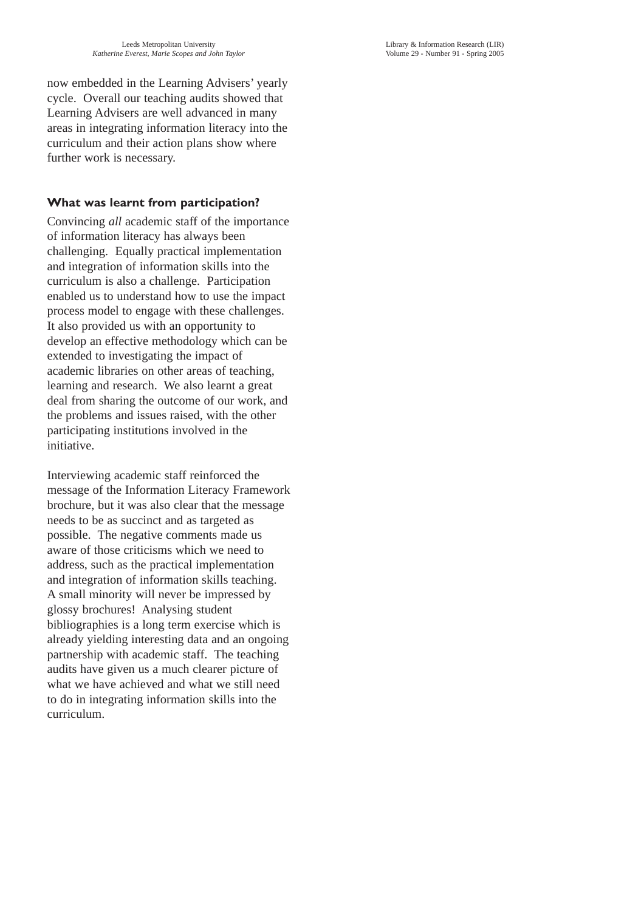now embedded in the Learning Advisers' yearly cycle. Overall our teaching audits showed that Learning Advisers are well advanced in many areas in integrating information literacy into the curriculum and their action plans show where further work is necessary.

## What was learnt from participation?

Convincing *all* academic staff of the importance of information literacy has always been challenging. Equally practical implementation and integration of information skills into the curriculum is also a challenge. Participation enabled us to understand how to use the impact process model to engage with these challenges. It also provided us with an opportunity to develop an effective methodology which can be extended to investigating the impact of academic libraries on other areas of teaching, learning and research. We also learnt a great deal from sharing the outcome of our work, and the problems and issues raised, with the other participating institutions involved in the initiative.

Interviewing academic staff reinforced the message of the Information Literacy Framework brochure, but it was also clear that the message needs to be as succinct and as targeted as possible. The negative comments made us aware of those criticisms which we need to address, such as the practical implementation and integration of information skills teaching. A small minority will never be impressed by glossy brochures! Analysing student bibliographies is a long term exercise which is already yielding interesting data and an ongoing partnership with academic staff. The teaching audits have given us a much clearer picture of what we have achieved and what we still need to do in integrating information skills into the curriculum.